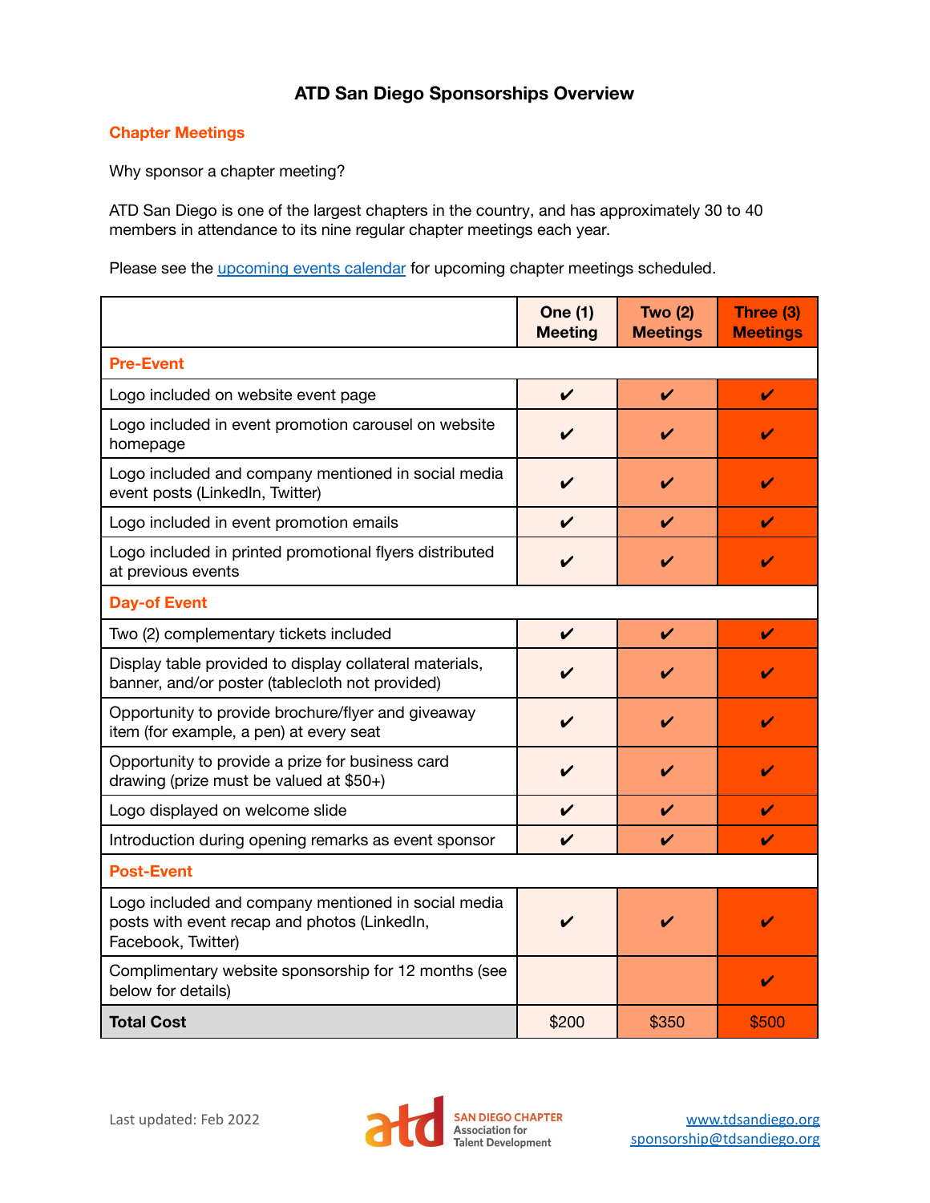# ATD San Diego Sponsorships Overview

## Chapter Meetings

Why sponsor a chapter meeting?

ATD San Diego is one of the largest chapters in the country, and has approximately 30 to 40 members in attendance to its nine regular chapter meetings each year.

Please see the [upcoming events calendar](#) for upcoming chapter meetings scheduled.

| | One (1) Meeting | Two (2) Meetings | Three (3) Meetings |
|---|---|---|---|
| **Pre-Event** | | | |
| Logo included on website event page | ✔ | ✔ | ✔ |
| Logo included in event promotion carousel on website homepage | ✔ | ✔ | ✔ |
| Logo included and company mentioned in social media event posts (LinkedIn, Twitter) | ✔ | ✔ | ✔ |
| Logo included in event promotion emails | ✔ | ✔ | ✔ |
| Logo included in printed promotional flyers distributed at previous events | ✔ | ✔ | ✔ |
| **Day-of Event** | | | |
| Two (2) complementary tickets included | ✔ | ✔ | ✔ |
| Display table provided to display collateral materials, banner, and/or poster (tablecloth not provided) | ✔ | ✔ | ✔ |
| Opportunity to provide brochure/flyer and giveaway item (for example, a pen) at every seat | ✔ | ✔ | ✔ |
| Opportunity to provide a prize for business card drawing (prize must be valued at $50+) | ✔ | ✔ | ✔ |
| Logo displayed on welcome slide | ✔ | ✔ | ✔ |
| Introduction during opening remarks as event sponsor | ✔ | ✔ | ✔ |
| **Post-Event** | | | |
| Logo included and company mentioned in social media posts with event recap and photos (LinkedIn, Facebook, Twitter) | ✔ | ✔ | ✔ |
| Complimentary website sponsorship for 12 months (see below for details) | | | ✔ |
| **Total Cost** | $200 | $350 | $500 |

Last updated: Feb 2022

atd SAN DIEGO CHAPTER Association for Talent Development

www.tdsandiego.org
sponsorship@tdsandiego.org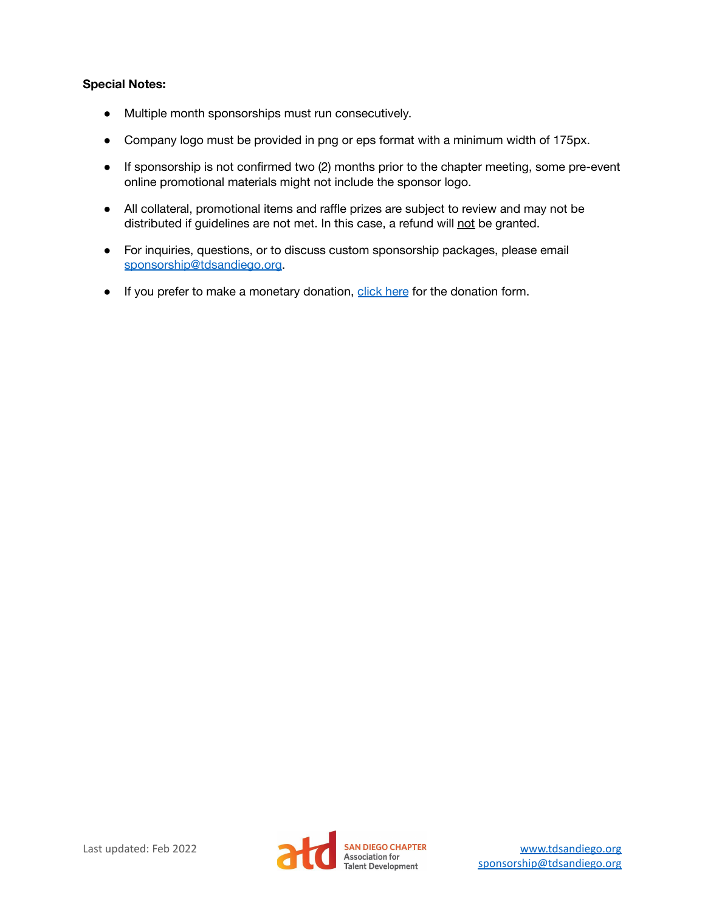**Special Notes:**

- Multiple month sponsorships must run consecutively.
- Company logo must be provided in png or eps format with a minimum width of 175px.
- If sponsorship is not confirmed two (2) months prior to the chapter meeting, some pre-event online promotional materials might not include the sponsor logo.
- All collateral, promotional items and raffle prizes are subject to review and may not be distributed if guidelines are not met. In this case, a refund will not be granted.
- For inquiries, questions, or to discuss custom sponsorship packages, please email sponsorship@tdsandiego.org.
- If you prefer to make a monetary donation, click here for the donation form.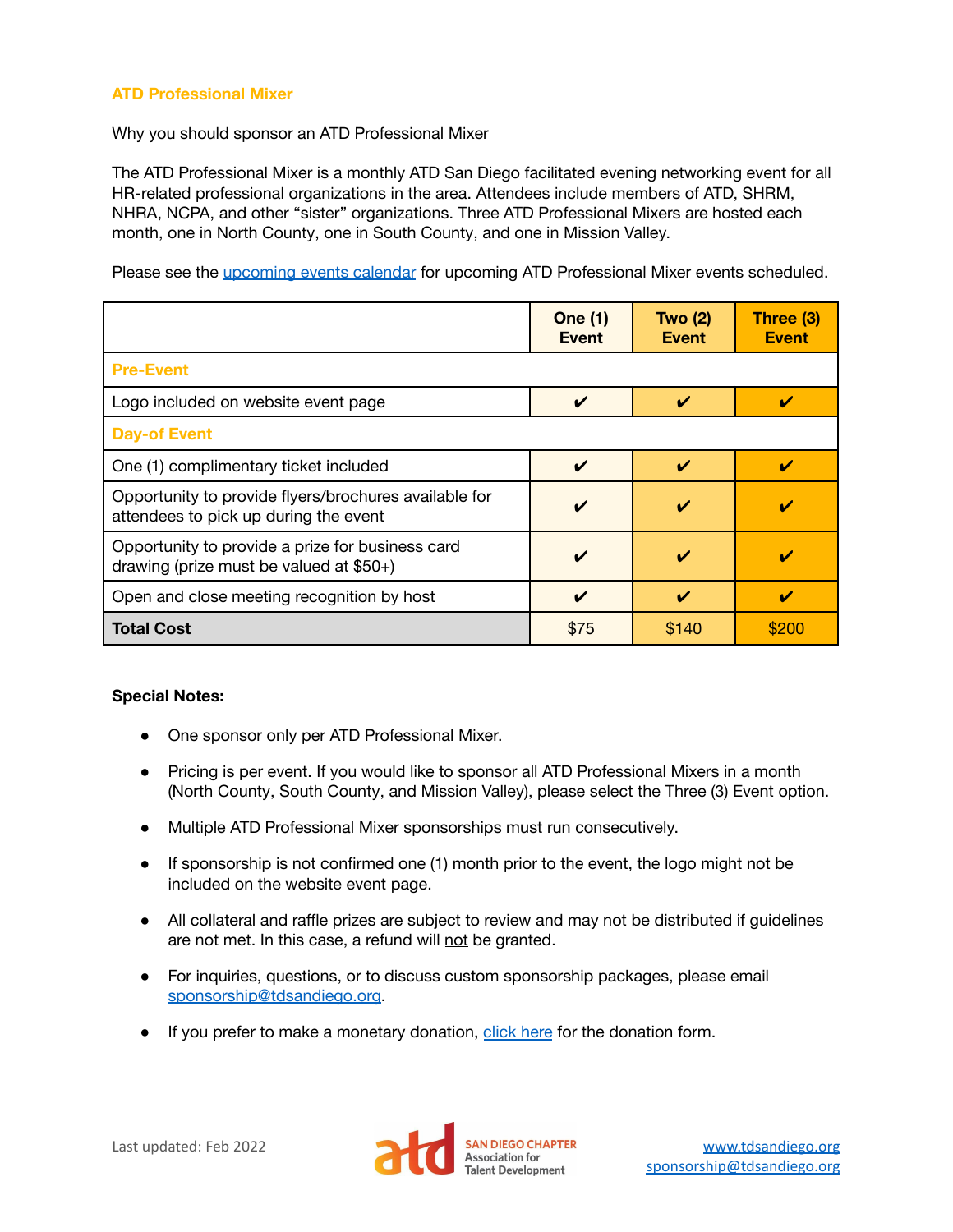## ATD Professional Mixer

Why you should sponsor an ATD Professional Mixer

The ATD Professional Mixer is a monthly ATD San Diego facilitated evening networking event for all HR-related professional organizations in the area. Attendees include members of ATD, SHRM, NHRA, NCPA, and other "sister" organizations. Three ATD Professional Mixers are hosted each month, one in North County, one in South County, and one in Mission Valley.

Please see the [upcoming events calendar](#) for upcoming ATD Professional Mixer events scheduled.

| | One (1) Event | Two (2) Event | Three (3) Event |
|---|---|---|---|
| **Pre-Event** | | | |
| Logo included on website event page | ✔ | ✔ | ✔ |
| **Day-of Event** | | | |
| One (1) complimentary ticket included | ✔ | ✔ | ✔ |
| Opportunity to provide flyers/brochures available for attendees to pick up during the event | ✔ | ✔ | ✔ |
| Opportunity to provide a prize for business card drawing (prize must be valued at $50+) | ✔ | ✔ | ✔ |
| Open and close meeting recognition by host | ✔ | ✔ | ✔ |
| **Total Cost** | $75 | $140 | $200 |

**Special Notes:**

- One sponsor only per ATD Professional Mixer.
- Pricing is per event. If you would like to sponsor all ATD Professional Mixers in a month (North County, South County, and Mission Valley), please select the Three (3) Event option.
- Multiple ATD Professional Mixer sponsorships must run consecutively.
- If sponsorship is not confirmed one (1) month prior to the event, the logo might not be included on the website event page.
- All collateral and raffle prizes are subject to review and may not be distributed if guidelines are not met. In this case, a refund will not be granted.
- For inquiries, questions, or to discuss custom sponsorship packages, please email sponsorship@tdsandiego.org.
- If you prefer to make a monetary donation, [click here](#) for the donation form.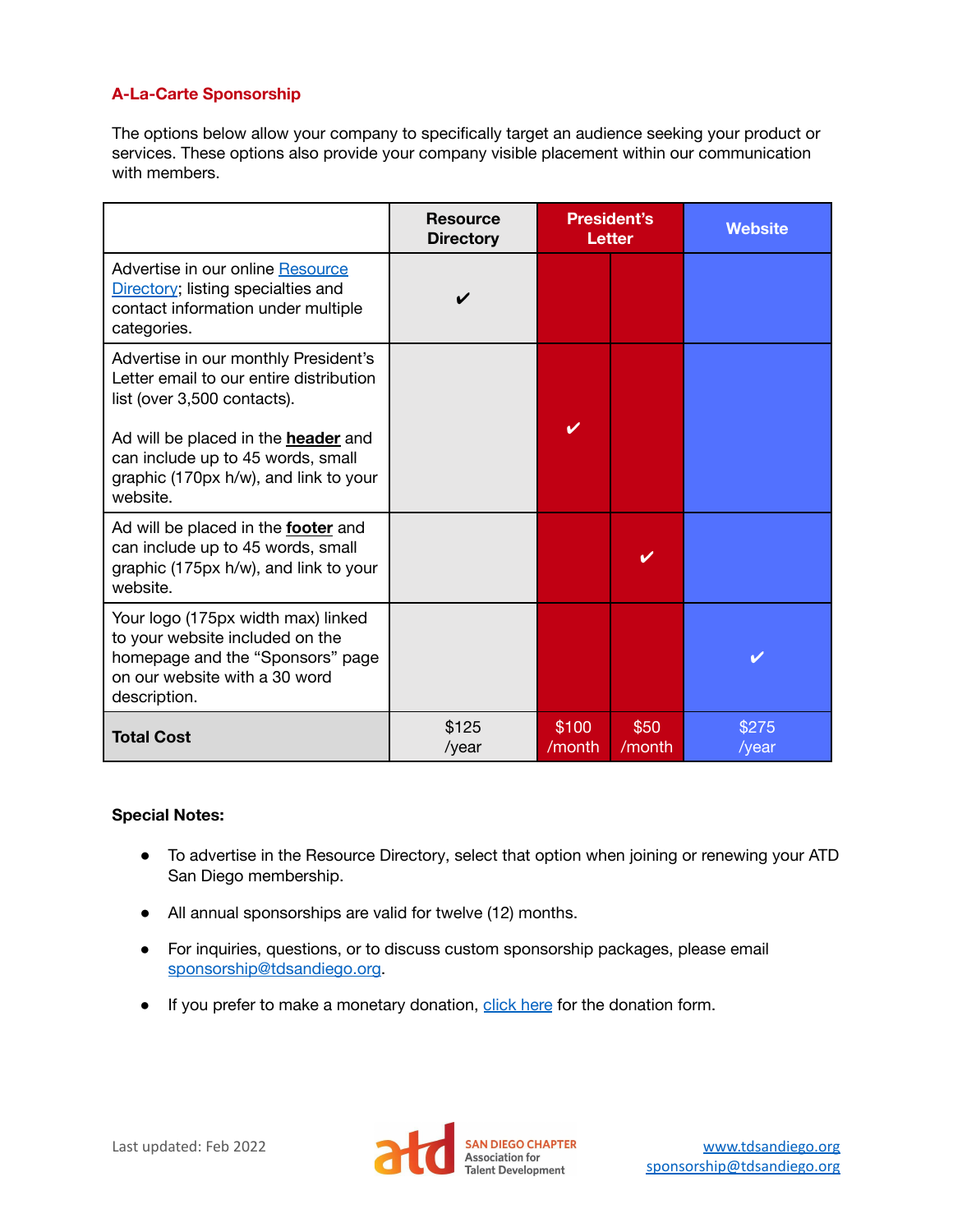## A-La-Carte Sponsorship

The options below allow your company to specifically target an audience seeking your product or services. These options also provide your company visible placement within our communication with members.

| | Resource Directory | President's Letter | | Website |
|---|---|---|---|---|
| Advertise in our online Resource Directory; listing specialties and contact information under multiple categories. | ✔ | | | |
| Advertise in our monthly President's Letter email to our entire distribution list (over 3,500 contacts).<br><br>Ad will be placed in the **header** and can include up to 45 words, small graphic (170px h/w), and link to your website. | | ✔ | | |
| Ad will be placed in the **footer** and can include up to 45 words, small graphic (175px h/w), and link to your website. | | | ✔ | |
| Your logo (175px width max) linked to your website included on the homepage and the "Sponsors" page on our website with a 30 word description. | | | | ✔ |
| **Total Cost** | $125 /year | $100 /month | $50 /month | $275 /year |

**Special Notes:**

- To advertise in the Resource Directory, select that option when joining or renewing your ATD San Diego membership.
- All annual sponsorships are valid for twelve (12) months.
- For inquiries, questions, or to discuss custom sponsorship packages, please email sponsorship@tdsandiego.org.
- If you prefer to make a monetary donation, click here for the donation form.

Last updated: Feb 2022

atd SAN DIEGO CHAPTER Association for Talent Development

www.tdsandiego.org
sponsorship@tdsandiego.org